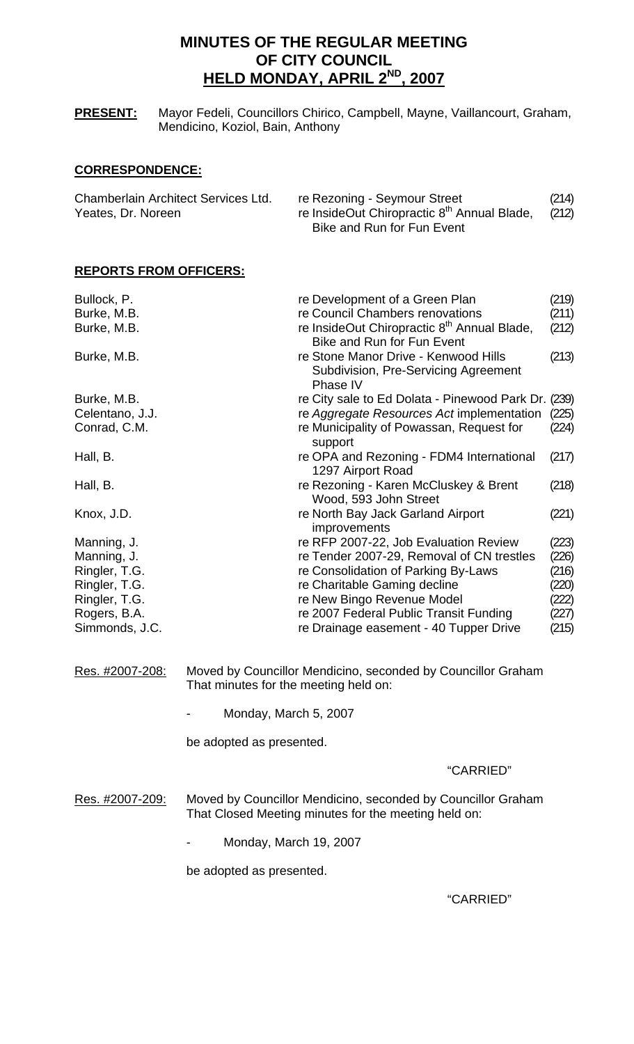# MINUTES OF THE REGULAR MEETING OF CITY COUNCIL HELD MONDAY, APRIL 2ND, 2007

**PRESENT:** Mayor Fedeli, Councillors Chirico, Campbell, Mayne, Vaillancourt, Graham, Mendicino, Koziol, Bain, Anthony

## CORRESPONDENCE:

| | | |
|---|---|---|
| Chamberlain Architect Services Ltd. | re Rezoning - Seymour Street | (214) |
| Yeates, Dr. Noreen | re InsideOut Chiropractic 8th Annual Blade, Bike and Run for Fun Event | (212) |

## REPORTS FROM OFFICERS:

| | | |
|---|---|---|
| Bullock, P. | re Development of a Green Plan | (219) |
| Burke, M.B. | re Council Chambers renovations | (211) |
| Burke, M.B. | re InsideOut Chiropractic 8th Annual Blade, Bike and Run for Fun Event | (212) |
| Burke, M.B. | re Stone Manor Drive - Kenwood Hills Subdivision, Pre-Servicing Agreement Phase IV | (213) |
| Burke, M.B. | re City sale to Ed Dolata - Pinewood Park Dr. | (239) |
| Celentano, J.J. | re *Aggregate Resources Act* implementation | (225) |
| Conrad, C.M. | re Municipality of Powassan, Request for support | (224) |
| Hall, B. | re OPA and Rezoning - FDM4 International 1297 Airport Road | (217) |
| Hall, B. | re Rezoning - Karen McCluskey & Brent Wood, 593 John Street | (218) |
| Knox, J.D. | re North Bay Jack Garland Airport improvements | (221) |
| Manning, J. | re RFP 2007-22, Job Evaluation Review | (223) |
| Manning, J. | re Tender 2007-29, Removal of CN trestles | (226) |
| Ringler, T.G. | re Consolidation of Parking By-Laws | (216) |
| Ringler, T.G. | re Charitable Gaming decline | (220) |
| Ringler, T.G. | re New Bingo Revenue Model | (222) |
| Rogers, B.A. | re 2007 Federal Public Transit Funding | (227) |
| Simmonds, J.C. | re Drainage easement - 40 Tupper Drive | (215) |

Res. #2007-208: Moved by Councillor Mendicino, seconded by Councillor Graham That minutes for the meeting held on:

- Monday, March 5, 2007

be adopted as presented.

"CARRIED"

Res. #2007-209: Moved by Councillor Mendicino, seconded by Councillor Graham That Closed Meeting minutes for the meeting held on:

- Monday, March 19, 2007

be adopted as presented.

"CARRIED"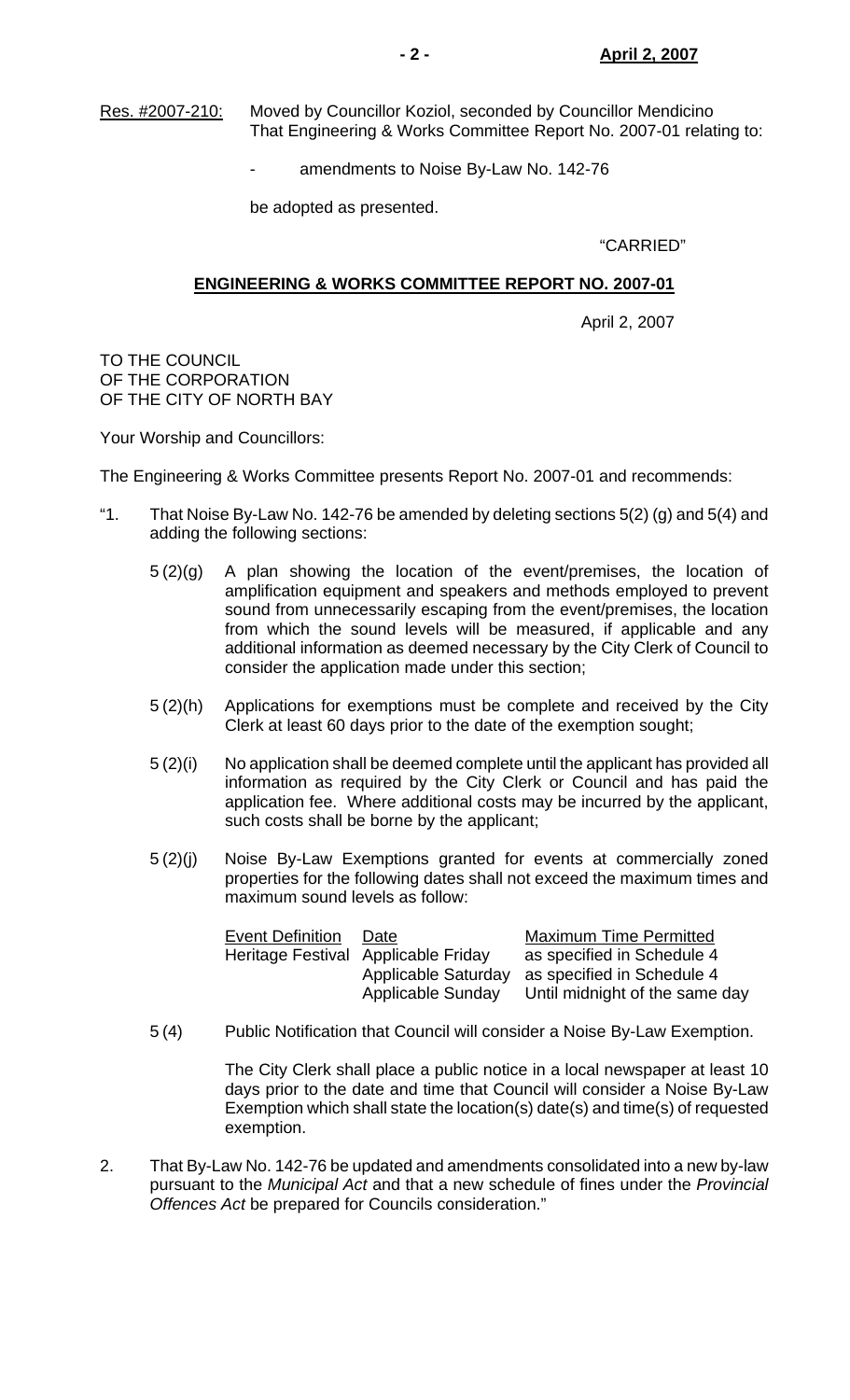Res. #2007-210: Moved by Councillor Koziol, seconded by Councillor Mendicino That Engineering & Works Committee Report No. 2007-01 relating to:

- amendments to Noise By-Law No. 142-76

be adopted as presented.

"CARRIED"

## ENGINEERING & WORKS COMMITTEE REPORT NO. 2007-01

April 2, 2007

TO THE COUNCIL
OF THE CORPORATION
OF THE CITY OF NORTH BAY

Your Worship and Councillors:

The Engineering & Works Committee presents Report No. 2007-01 and recommends:

"1. That Noise By-Law No. 142-76 be amended by deleting sections 5(2) (g) and 5(4) and adding the following sections:

5 (2)(g) A plan showing the location of the event/premises, the location of amplification equipment and speakers and methods employed to prevent sound from unnecessarily escaping from the event/premises, the location from which the sound levels will be measured, if applicable and any additional information as deemed necessary by the City Clerk of Council to consider the application made under this section;

5 (2)(h) Applications for exemptions must be complete and received by the City Clerk at least 60 days prior to the date of the exemption sought;

5 (2)(i) No application shall be deemed complete until the applicant has provided all information as required by the City Clerk or Council and has paid the application fee. Where additional costs may be incurred by the applicant, such costs shall be borne by the applicant;

5 (2)(j) Noise By-Law Exemptions granted for events at commercially zoned properties for the following dates shall not exceed the maximum times and maximum sound levels as follow:

| Event Definition | Date | Maximum Time Permitted |
|---|---|---|
| Heritage Festival | Applicable Friday | as specified in Schedule 4 |
| | Applicable Saturday | as specified in Schedule 4 |
| | Applicable Sunday | Until midnight of the same day |

5 (4) Public Notification that Council will consider a Noise By-Law Exemption.

The City Clerk shall place a public notice in a local newspaper at least 10 days prior to the date and time that Council will consider a Noise By-Law Exemption which shall state the location(s) date(s) and time(s) of requested exemption.

2. That By-Law No. 142-76 be updated and amendments consolidated into a new by-law pursuant to the *Municipal Act* and that a new schedule of fines under the *Provincial Offences Act* be prepared for Councils consideration."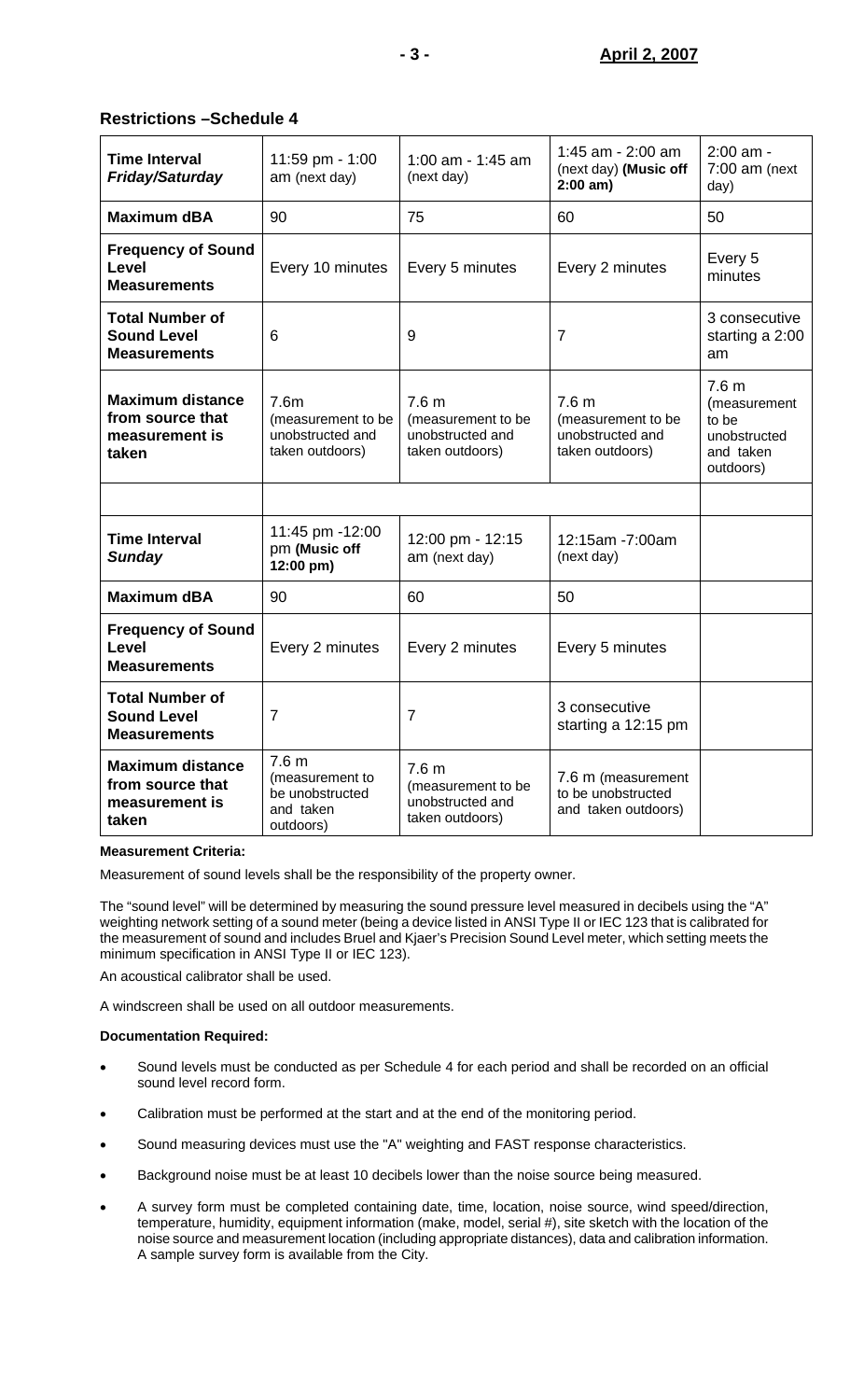## Restrictions –Schedule 4

| **Time Interval *Friday/Saturday*** | 11:59 pm - 1:00 am (next day) | 1:00 am - 1:45 am (next day) | 1:45 am - 2:00 am (next day) **(Music off 2:00 am)** | 2:00 am - 7:00 am (next day) |
|---|---|---|---|---|
| **Maximum dBA** | 90 | 75 | 60 | 50 |
| **Frequency of Sound Level Measurements** | Every 10 minutes | Every 5 minutes | Every 2 minutes | Every 5 minutes |
| **Total Number of Sound Level Measurements** | 6 | 9 | 7 | 3 consecutive starting a 2:00 am |
| **Maximum distance from source that measurement is taken** | 7.6m (measurement to be unobstructed and taken outdoors) | 7.6 m (measurement to be unobstructed and taken outdoors) | 7.6 m (measurement to be unobstructed and taken outdoors) | 7.6 m (measurement to be unobstructed and taken outdoors) |
| | | | | |
| **Time Interval *Sunday*** | 11:45 pm -12:00 pm **(Music off 12:00 pm)** | 12:00 pm - 12:15 am (next day) | 12:15am -7:00am (next day) | |
| **Maximum dBA** | 90 | 60 | 50 | |
| **Frequency of Sound Level Measurements** | Every 2 minutes | Every 2 minutes | Every 5 minutes | |
| **Total Number of Sound Level Measurements** | 7 | 7 | 3 consecutive starting a 12:15 pm | |
| **Maximum distance from source that measurement is taken** | 7.6 m (measurement to be unobstructed and taken outdoors) | 7.6 m (measurement to be unobstructed and taken outdoors) | 7.6 m (measurement to be unobstructed and taken outdoors) | |

**Measurement Criteria:**

Measurement of sound levels shall be the responsibility of the property owner.

The "sound level" will be determined by measuring the sound pressure level measured in decibels using the "A" weighting network setting of a sound meter (being a device listed in ANSI Type II or IEC 123 that is calibrated for the measurement of sound and includes Bruel and Kjaer's Precision Sound Level meter, which setting meets the minimum specification in ANSI Type II or IEC 123).

An acoustical calibrator shall be used.

A windscreen shall be used on all outdoor measurements.

**Documentation Required:**

- Sound levels must be conducted as per Schedule 4 for each period and shall be recorded on an official sound level record form.
- Calibration must be performed at the start and at the end of the monitoring period.
- Sound measuring devices must use the "A" weighting and FAST response characteristics.
- Background noise must be at least 10 decibels lower than the noise source being measured.
- A survey form must be completed containing date, time, location, noise source, wind speed/direction, temperature, humidity, equipment information (make, model, serial #), site sketch with the location of the noise source and measurement location (including appropriate distances), data and calibration information. A sample survey form is available from the City.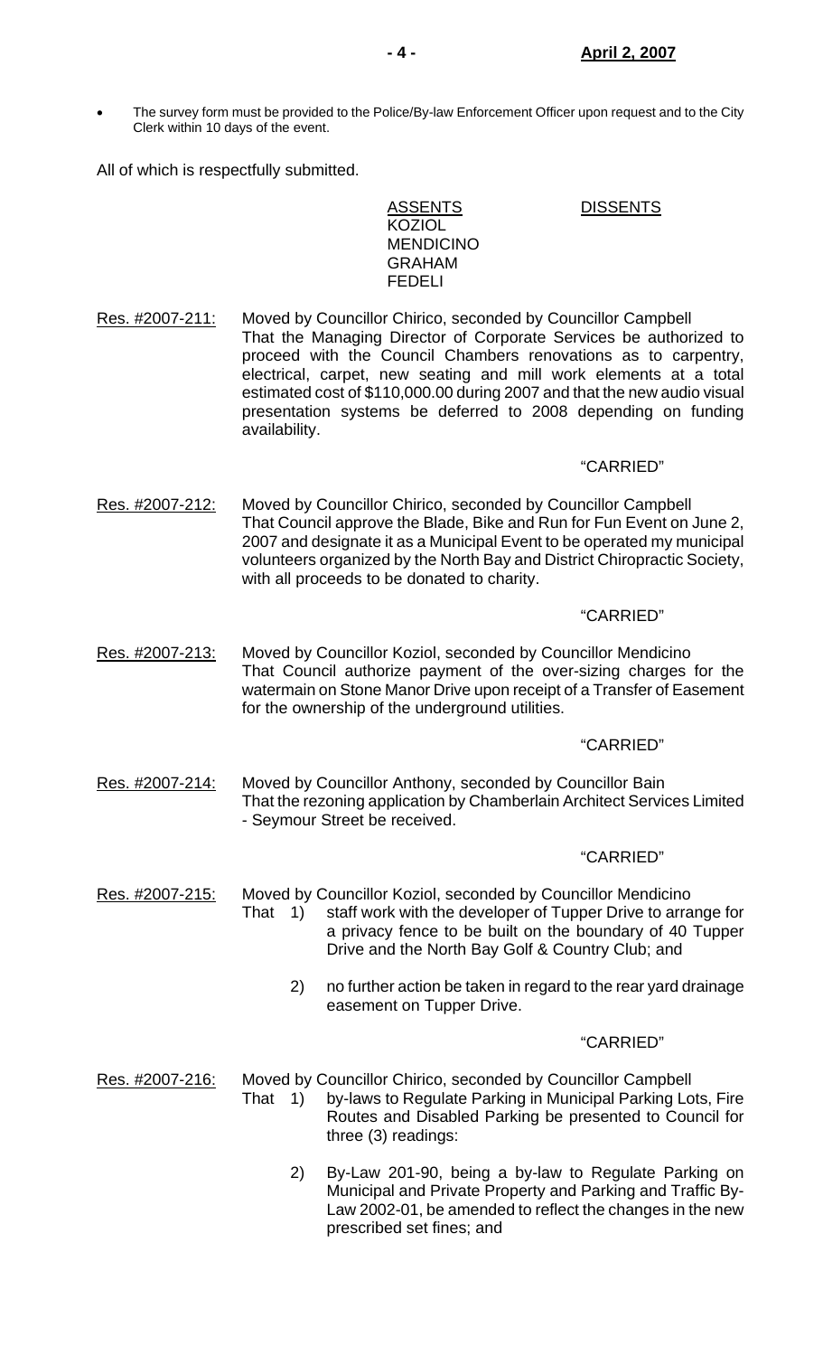- The survey form must be provided to the Police/By-law Enforcement Officer upon request and to the City Clerk within 10 days of the event.

All of which is respectfully submitted.

| ASSENTS | DISSENTS |
|---|---|
| KOZIOL | |
| MENDICINO | |
| GRAHAM | |
| FEDELI | |

Res. #2007-211: Moved by Councillor Chirico, seconded by Councillor Campbell
That the Managing Director of Corporate Services be authorized to proceed with the Council Chambers renovations as to carpentry, electrical, carpet, new seating and mill work elements at a total estimated cost of $110,000.00 during 2007 and that the new audio visual presentation systems be deferred to 2008 depending on funding availability.

"CARRIED"

Res. #2007-212: Moved by Councillor Chirico, seconded by Councillor Campbell
That Council approve the Blade, Bike and Run for Fun Event on June 2, 2007 and designate it as a Municipal Event to be operated my municipal volunteers organized by the North Bay and District Chiropractic Society, with all proceeds to be donated to charity.

"CARRIED"

Res. #2007-213: Moved by Councillor Koziol, seconded by Councillor Mendicino
That Council authorize payment of the over-sizing charges for the watermain on Stone Manor Drive upon receipt of a Transfer of Easement for the ownership of the underground utilities.

"CARRIED"

Res. #2007-214: Moved by Councillor Anthony, seconded by Councillor Bain
That the rezoning application by Chamberlain Architect Services Limited - Seymour Street be received.

"CARRIED"

Res. #2007-215: Moved by Councillor Koziol, seconded by Councillor Mendicino
That 1) staff work with the developer of Tupper Drive to arrange for a privacy fence to be built on the boundary of 40 Tupper Drive and the North Bay Golf & Country Club; and

2) no further action be taken in regard to the rear yard drainage easement on Tupper Drive.

"CARRIED"

Res. #2007-216: Moved by Councillor Chirico, seconded by Councillor Campbell
That 1) by-laws to Regulate Parking in Municipal Parking Lots, Fire Routes and Disabled Parking be presented to Council for three (3) readings:

2) By-Law 201-90, being a by-law to Regulate Parking on Municipal and Private Property and Parking and Traffic By-Law 2002-01, be amended to reflect the changes in the new prescribed set fines; and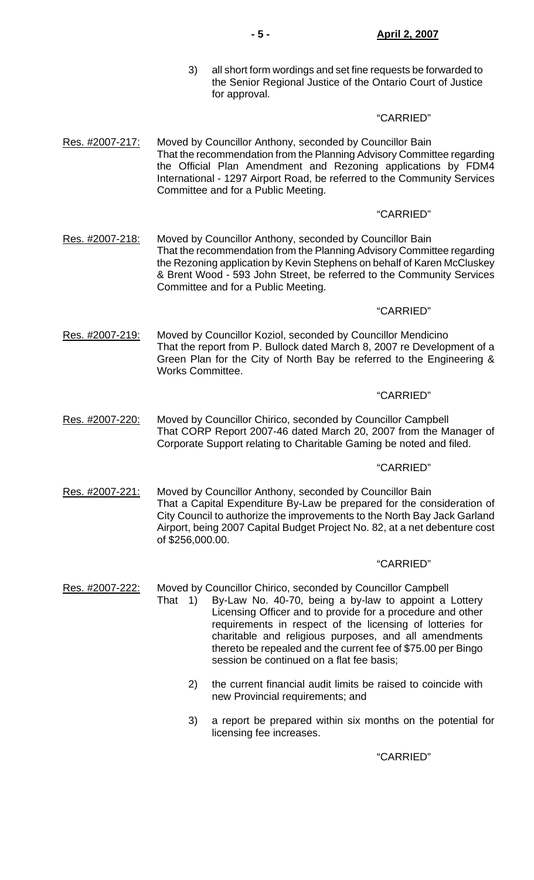3) all short form wordings and set fine requests be forwarded to the Senior Regional Justice of the Ontario Court of Justice for approval.

"CARRIED"

Res. #2007-217: Moved by Councillor Anthony, seconded by Councillor Bain
That the recommendation from the Planning Advisory Committee regarding the Official Plan Amendment and Rezoning applications by FDM4 International - 1297 Airport Road, be referred to the Community Services Committee and for a Public Meeting.

"CARRIED"

Res. #2007-218: Moved by Councillor Anthony, seconded by Councillor Bain
That the recommendation from the Planning Advisory Committee regarding the Rezoning application by Kevin Stephens on behalf of Karen McCluskey & Brent Wood - 593 John Street, be referred to the Community Services Committee and for a Public Meeting.

"CARRIED"

Res. #2007-219: Moved by Councillor Koziol, seconded by Councillor Mendicino
That the report from P. Bullock dated March 8, 2007 re Development of a Green Plan for the City of North Bay be referred to the Engineering & Works Committee.

"CARRIED"

Res. #2007-220: Moved by Councillor Chirico, seconded by Councillor Campbell
That CORP Report 2007-46 dated March 20, 2007 from the Manager of Corporate Support relating to Charitable Gaming be noted and filed.

"CARRIED"

Res. #2007-221: Moved by Councillor Anthony, seconded by Councillor Bain
That a Capital Expenditure By-Law be prepared for the consideration of City Council to authorize the improvements to the North Bay Jack Garland Airport, being 2007 Capital Budget Project No. 82, at a net debenture cost of $256,000.00.

"CARRIED"

Res. #2007-222: Moved by Councillor Chirico, seconded by Councillor Campbell
That 1) By-Law No. 40-70, being a by-law to appoint a Lottery Licensing Officer and to provide for a procedure and other requirements in respect of the licensing of lotteries for charitable and religious purposes, and all amendments thereto be repealed and the current fee of $75.00 per Bingo session be continued on a flat fee basis;

2) the current financial audit limits be raised to coincide with new Provincial requirements; and

3) a report be prepared within six months on the potential for licensing fee increases.

"CARRIED"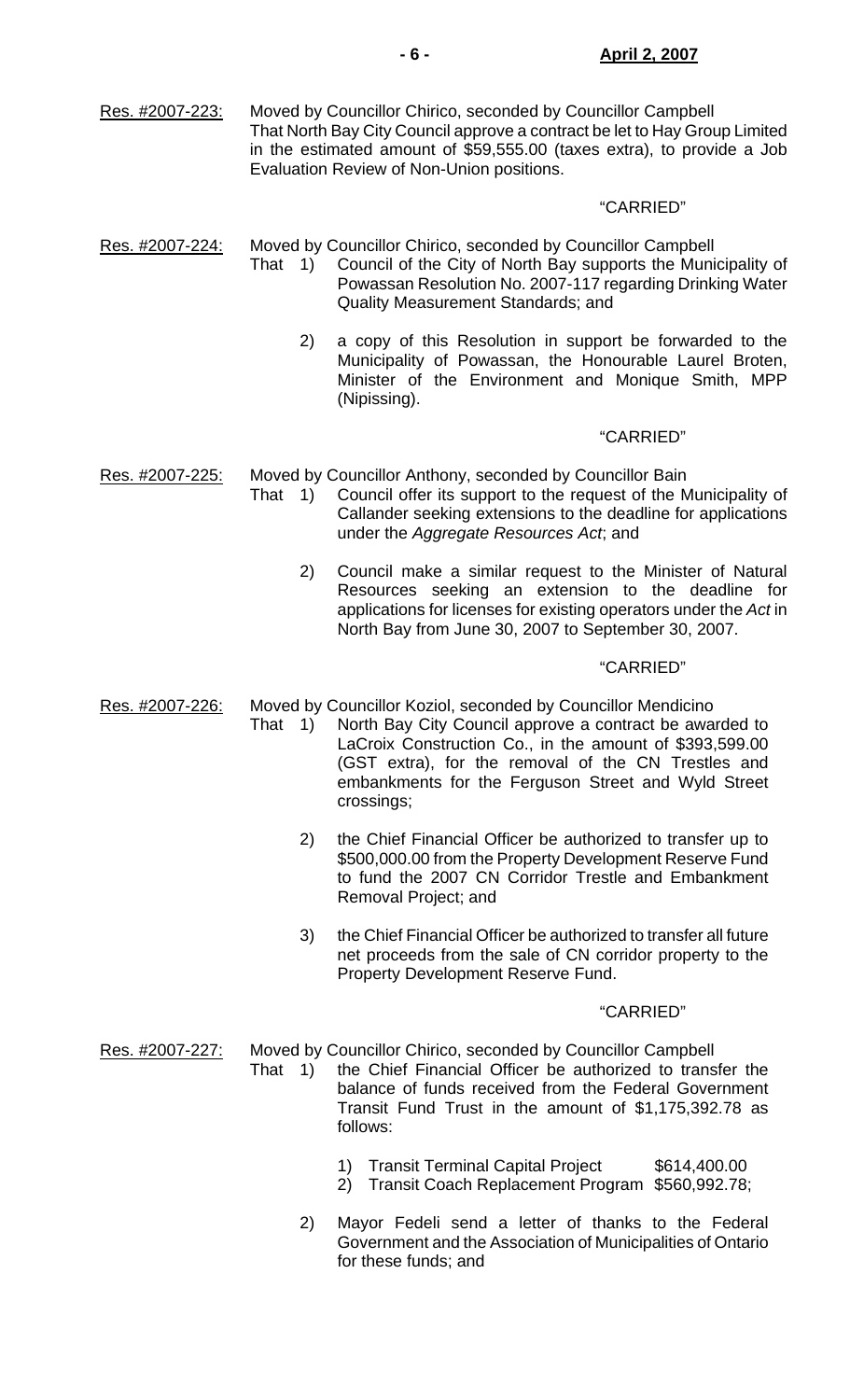Res. #2007-223: Moved by Councillor Chirico, seconded by Councillor Campbell
That North Bay City Council approve a contract be let to Hay Group Limited in the estimated amount of $59,555.00 (taxes extra), to provide a Job Evaluation Review of Non-Union positions.

"CARRIED"

Res. #2007-224: Moved by Councillor Chirico, seconded by Councillor Campbell
That 1) Council of the City of North Bay supports the Municipality of Powassan Resolution No. 2007-117 regarding Drinking Water Quality Measurement Standards; and

2) a copy of this Resolution in support be forwarded to the Municipality of Powassan, the Honourable Laurel Broten, Minister of the Environment and Monique Smith, MPP (Nipissing).

"CARRIED"

Res. #2007-225: Moved by Councillor Anthony, seconded by Councillor Bain
That 1) Council offer its support to the request of the Municipality of Callander seeking extensions to the deadline for applications under the *Aggregate Resources Act*; and

2) Council make a similar request to the Minister of Natural Resources seeking an extension to the deadline for applications for licenses for existing operators under the *Act* in North Bay from June 30, 2007 to September 30, 2007.

"CARRIED"

Res. #2007-226: Moved by Councillor Koziol, seconded by Councillor Mendicino
That 1) North Bay City Council approve a contract be awarded to LaCroix Construction Co., in the amount of $393,599.00 (GST extra), for the removal of the CN Trestles and embankments for the Ferguson Street and Wyld Street crossings;

2) the Chief Financial Officer be authorized to transfer up to $500,000.00 from the Property Development Reserve Fund to fund the 2007 CN Corridor Trestle and Embankment Removal Project; and

3) the Chief Financial Officer be authorized to transfer all future net proceeds from the sale of CN corridor property to the Property Development Reserve Fund.

"CARRIED"

Res. #2007-227: Moved by Councillor Chirico, seconded by Councillor Campbell
That 1) the Chief Financial Officer be authorized to transfer the balance of funds received from the Federal Government Transit Fund Trust in the amount of $1,175,392.78 as follows:

1) Transit Terminal Capital Project $614,400.00
2) Transit Coach Replacement Program $560,992.78;

2) Mayor Fedeli send a letter of thanks to the Federal Government and the Association of Municipalities of Ontario for these funds; and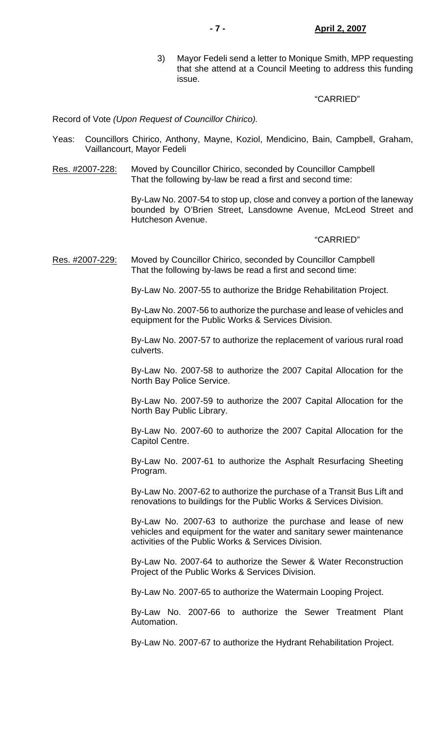3) Mayor Fedeli send a letter to Monique Smith, MPP requesting that she attend at a Council Meeting to address this funding issue.

"CARRIED"

Record of Vote *(Upon Request of Councillor Chirico).*

Yeas: Councillors Chirico, Anthony, Mayne, Koziol, Mendicino, Bain, Campbell, Graham, Vaillancourt, Mayor Fedeli

Res. #2007-228: Moved by Councillor Chirico, seconded by Councillor Campbell That the following by-law be read a first and second time:

By-Law No. 2007-54 to stop up, close and convey a portion of the laneway bounded by O'Brien Street, Lansdowne Avenue, McLeod Street and Hutcheson Avenue.

"CARRIED"

Res. #2007-229: Moved by Councillor Chirico, seconded by Councillor Campbell That the following by-laws be read a first and second time:

By-Law No. 2007-55 to authorize the Bridge Rehabilitation Project.

By-Law No. 2007-56 to authorize the purchase and lease of vehicles and equipment for the Public Works & Services Division.

By-Law No. 2007-57 to authorize the replacement of various rural road culverts.

By-Law No. 2007-58 to authorize the 2007 Capital Allocation for the North Bay Police Service.

By-Law No. 2007-59 to authorize the 2007 Capital Allocation for the North Bay Public Library.

By-Law No. 2007-60 to authorize the 2007 Capital Allocation for the Capitol Centre.

By-Law No. 2007-61 to authorize the Asphalt Resurfacing Sheeting Program.

By-Law No. 2007-62 to authorize the purchase of a Transit Bus Lift and renovations to buildings for the Public Works & Services Division.

By-Law No. 2007-63 to authorize the purchase and lease of new vehicles and equipment for the water and sanitary sewer maintenance activities of the Public Works & Services Division.

By-Law No. 2007-64 to authorize the Sewer & Water Reconstruction Project of the Public Works & Services Division.

By-Law No. 2007-65 to authorize the Watermain Looping Project.

By-Law No. 2007-66 to authorize the Sewer Treatment Plant Automation.

By-Law No. 2007-67 to authorize the Hydrant Rehabilitation Project.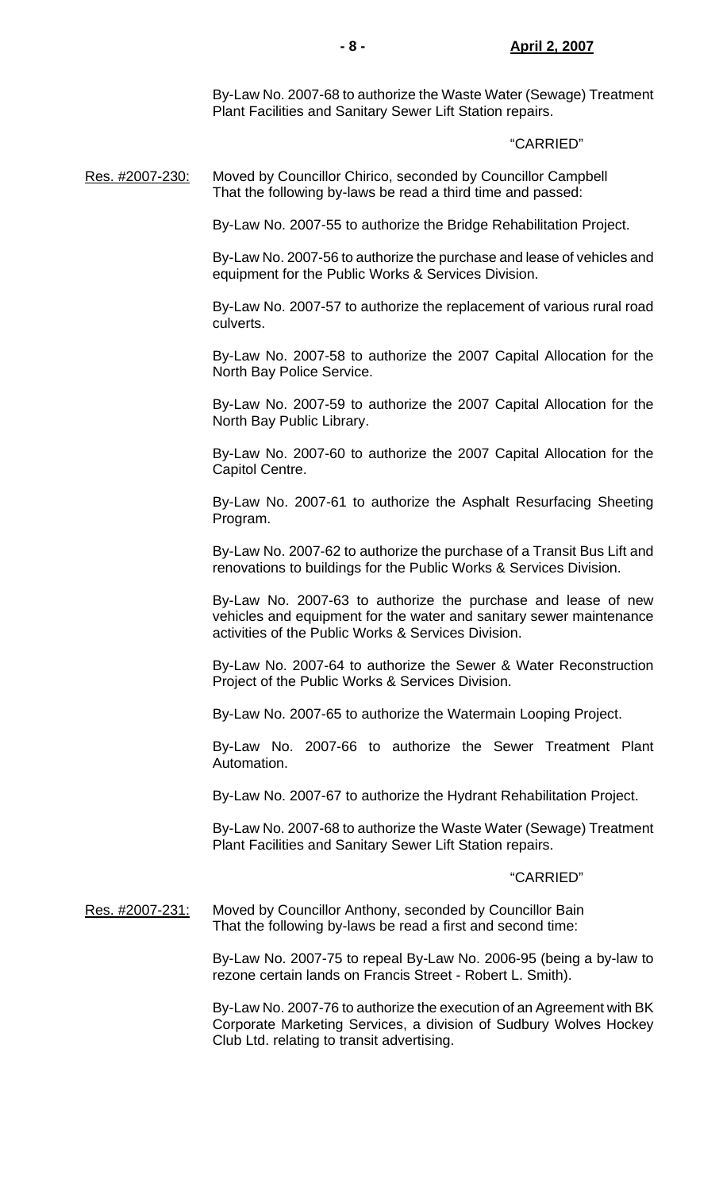By-Law No. 2007-68 to authorize the Waste Water (Sewage) Treatment Plant Facilities and Sanitary Sewer Lift Station repairs.

"CARRIED"

Res. #2007-230: Moved by Councillor Chirico, seconded by Councillor Campbell That the following by-laws be read a third time and passed:

By-Law No. 2007-55 to authorize the Bridge Rehabilitation Project.

By-Law No. 2007-56 to authorize the purchase and lease of vehicles and equipment for the Public Works & Services Division.

By-Law No. 2007-57 to authorize the replacement of various rural road culverts.

By-Law No. 2007-58 to authorize the 2007 Capital Allocation for the North Bay Police Service.

By-Law No. 2007-59 to authorize the 2007 Capital Allocation for the North Bay Public Library.

By-Law No. 2007-60 to authorize the 2007 Capital Allocation for the Capitol Centre.

By-Law No. 2007-61 to authorize the Asphalt Resurfacing Sheeting Program.

By-Law No. 2007-62 to authorize the purchase of a Transit Bus Lift and renovations to buildings for the Public Works & Services Division.

By-Law No. 2007-63 to authorize the purchase and lease of new vehicles and equipment for the water and sanitary sewer maintenance activities of the Public Works & Services Division.

By-Law No. 2007-64 to authorize the Sewer & Water Reconstruction Project of the Public Works & Services Division.

By-Law No. 2007-65 to authorize the Watermain Looping Project.

By-Law No. 2007-66 to authorize the Sewer Treatment Plant Automation.

By-Law No. 2007-67 to authorize the Hydrant Rehabilitation Project.

By-Law No. 2007-68 to authorize the Waste Water (Sewage) Treatment Plant Facilities and Sanitary Sewer Lift Station repairs.

"CARRIED"

Res. #2007-231: Moved by Councillor Anthony, seconded by Councillor Bain That the following by-laws be read a first and second time:

By-Law No. 2007-75 to repeal By-Law No. 2006-95 (being a by-law to rezone certain lands on Francis Street - Robert L. Smith).

By-Law No. 2007-76 to authorize the execution of an Agreement with BK Corporate Marketing Services, a division of Sudbury Wolves Hockey Club Ltd. relating to transit advertising.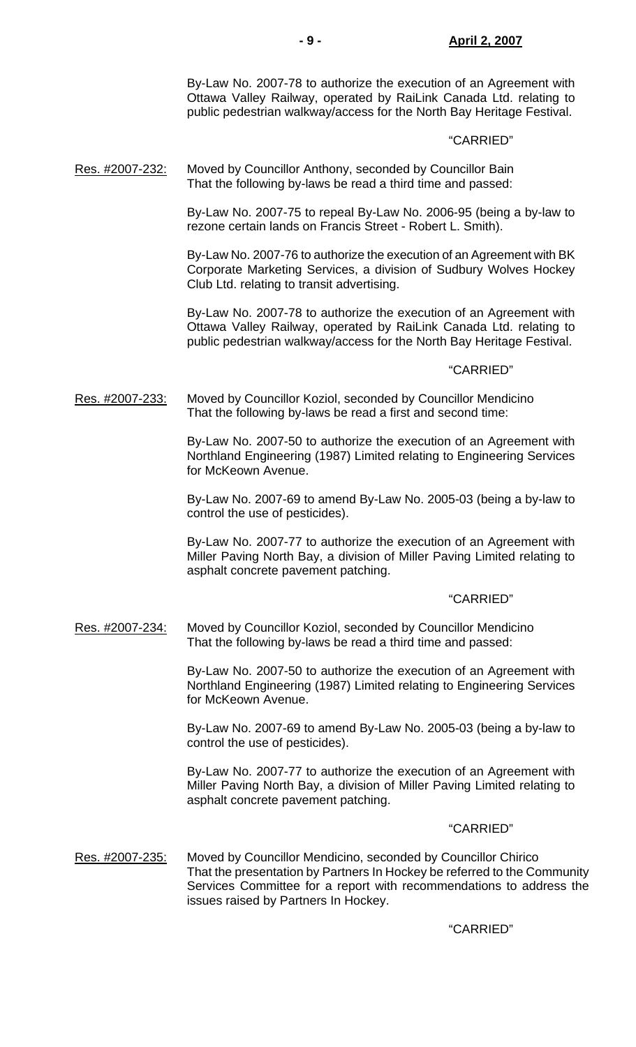By-Law No. 2007-78 to authorize the execution of an Agreement with Ottawa Valley Railway, operated by RaiLink Canada Ltd. relating to public pedestrian walkway/access for the North Bay Heritage Festival.

"CARRIED"

Res. #2007-232: Moved by Councillor Anthony, seconded by Councillor Bain That the following by-laws be read a third time and passed:

By-Law No. 2007-75 to repeal By-Law No. 2006-95 (being a by-law to rezone certain lands on Francis Street - Robert L. Smith).

By-Law No. 2007-76 to authorize the execution of an Agreement with BK Corporate Marketing Services, a division of Sudbury Wolves Hockey Club Ltd. relating to transit advertising.

By-Law No. 2007-78 to authorize the execution of an Agreement with Ottawa Valley Railway, operated by RaiLink Canada Ltd. relating to public pedestrian walkway/access for the North Bay Heritage Festival.

"CARRIED"

Res. #2007-233: Moved by Councillor Koziol, seconded by Councillor Mendicino That the following by-laws be read a first and second time:

By-Law No. 2007-50 to authorize the execution of an Agreement with Northland Engineering (1987) Limited relating to Engineering Services for McKeown Avenue.

By-Law No. 2007-69 to amend By-Law No. 2005-03 (being a by-law to control the use of pesticides).

By-Law No. 2007-77 to authorize the execution of an Agreement with Miller Paving North Bay, a division of Miller Paving Limited relating to asphalt concrete pavement patching.

"CARRIED"

Res. #2007-234: Moved by Councillor Koziol, seconded by Councillor Mendicino That the following by-laws be read a third time and passed:

By-Law No. 2007-50 to authorize the execution of an Agreement with Northland Engineering (1987) Limited relating to Engineering Services for McKeown Avenue.

By-Law No. 2007-69 to amend By-Law No. 2005-03 (being a by-law to control the use of pesticides).

By-Law No. 2007-77 to authorize the execution of an Agreement with Miller Paving North Bay, a division of Miller Paving Limited relating to asphalt concrete pavement patching.

"CARRIED"

Res. #2007-235: Moved by Councillor Mendicino, seconded by Councillor Chirico That the presentation by Partners In Hockey be referred to the Community Services Committee for a report with recommendations to address the issues raised by Partners In Hockey.

"CARRIED"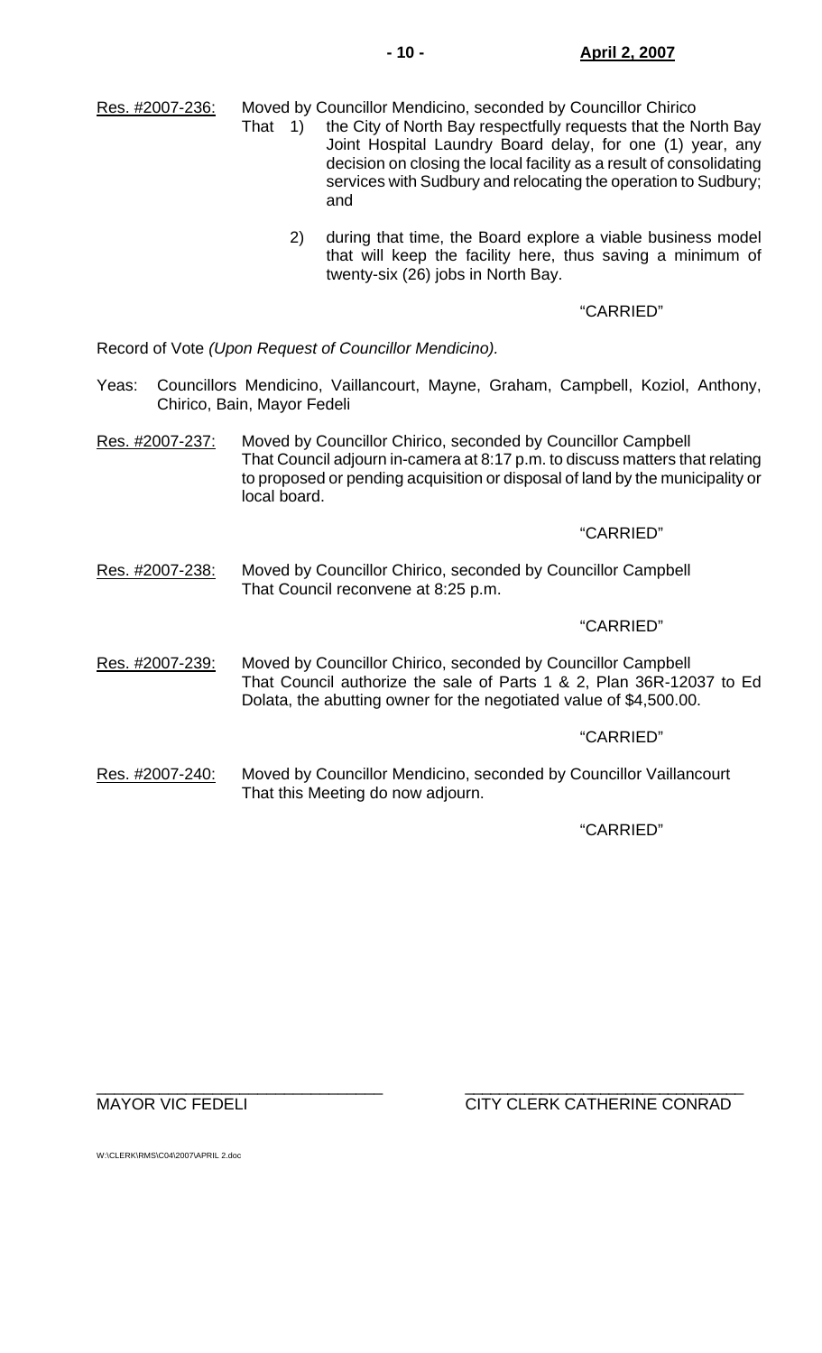Res. #2007-236: Moved by Councillor Mendicino, seconded by Councillor Chirico

That 1) the City of North Bay respectfully requests that the North Bay Joint Hospital Laundry Board delay, for one (1) year, any decision on closing the local facility as a result of consolidating services with Sudbury and relocating the operation to Sudbury; and

2) during that time, the Board explore a viable business model that will keep the facility here, thus saving a minimum of twenty-six (26) jobs in North Bay.

"CARRIED"

Record of Vote *(Upon Request of Councillor Mendicino).*

Yeas: Councillors Mendicino, Vaillancourt, Mayne, Graham, Campbell, Koziol, Anthony, Chirico, Bain, Mayor Fedeli

Res. #2007-237: Moved by Councillor Chirico, seconded by Councillor Campbell
That Council adjourn in-camera at 8:17 p.m. to discuss matters that relating to proposed or pending acquisition or disposal of land by the municipality or local board.

"CARRIED"

Res. #2007-238: Moved by Councillor Chirico, seconded by Councillor Campbell
That Council reconvene at 8:25 p.m.

"CARRIED"

Res. #2007-239: Moved by Councillor Chirico, seconded by Councillor Campbell
That Council authorize the sale of Parts 1 & 2, Plan 36R-12037 to Ed Dolata, the abutting owner for the negotiated value of $4,500.00.

"CARRIED"

Res. #2007-240: Moved by Councillor Mendicino, seconded by Councillor Vaillancourt
That this Meeting do now adjourn.

"CARRIED"

_______________________________ _______________________________

MAYOR VIC FEDELI CITY CLERK CATHERINE CONRAD

W:\CLERK\RMS\C04\2007\APRIL 2.doc